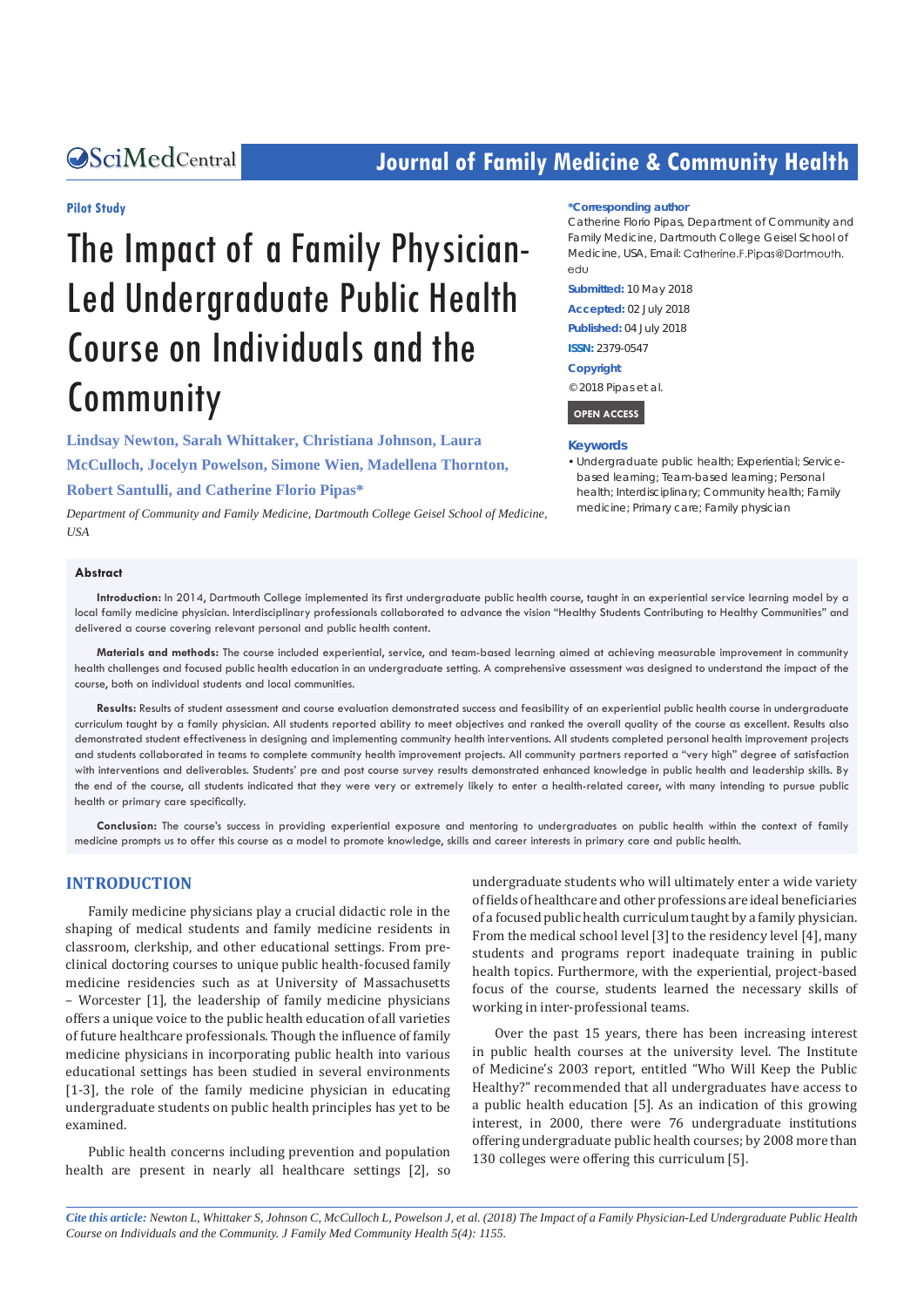Pilot Study

# The Impact of a Family Physician-Led Undergraduate Public Health Course on Individuals and the Community

**Lindsay Newton, Sarah Whittaker, Christiana Johnson, Laura McCulloch, Jocelyn Powelson, Simone Wien, Madellena Thornton, Robert Santulli, and Catherine Florio Pipas***

*Department of Community and Family Medicine, Dartmouth College Geisel School of Medicine, USA*

**\*Corresponding author**

Catherine Florio Pipas, Department of Community and Family Medicine, Dartmouth College Geisel School of Medicine, USA, Email: Catherine.F.Pipas@Dartmouth.edu

**Submitted:** 10 May 2018

**Accepted:** 02 July 2018

**Published:** 04 July 2018

**ISSN:** 2379-0547

**Copyright**

© 2018 Pipas et al.

OPEN ACCESS

**Keywords**

- Undergraduate public health; Experiential; Service-based learning; Team-based learning; Personal health; Interdisciplinary; Community health; Family medicine; Primary care; Family physician

## Abstract

**Introduction:** In 2014, Dartmouth College implemented its first undergraduate public health course, taught in an experiential service learning model by a local family medicine physician. Interdisciplinary professionals collaborated to advance the vision "Healthy Students Contributing to Healthy Communities" and delivered a course covering relevant personal and public health content.

**Materials and methods:** The course included experiential, service, and team-based learning aimed at achieving measurable improvement in community health challenges and focused public health education in an undergraduate setting. A comprehensive assessment was designed to understand the impact of the course, both on individual students and local communities.

**Results:** Results of student assessment and course evaluation demonstrated success and feasibility of an experiential public health course in undergraduate curriculum taught by a family physician. All students reported ability to meet objectives and ranked the overall quality of the course as excellent. Results also demonstrated student effectiveness in designing and implementing community health interventions. All students completed personal health improvement projects and students collaborated in teams to complete community health improvement projects. All community partners reported a "very high" degree of satisfaction with interventions and deliverables. Students' pre and post course survey results demonstrated enhanced knowledge in public health and leadership skills. By the end of the course, all students indicated that they were very or extremely likely to enter a health-related career, with many intending to pursue public health or primary care specifically.

**Conclusion:** The course's success in providing experiential exposure and mentoring to undergraduates on public health within the context of family medicine prompts us to offer this course as a model to promote knowledge, skills and career interests in primary care and public health.

## INTRODUCTION

Family medicine physicians play a crucial didactic role in the shaping of medical students and family medicine residents in classroom, clerkship, and other educational settings. From pre-clinical doctoring courses to unique public health-focused family medicine residencies such as at University of Massachusetts – Worcester [1], the leadership of family medicine physicians offers a unique voice to the public health education of all varieties of future healthcare professionals. Though the influence of family medicine physicians in incorporating public health into various educational settings has been studied in several environments [1-3], the role of the family medicine physician in educating undergraduate students on public health principles has yet to be examined.

Public health concerns including prevention and population health are present in nearly all healthcare settings [2], so undergraduate students who will ultimately enter a wide variety of fields of healthcare and other professions are ideal beneficiaries of a focused public health curriculum taught by a family physician. From the medical school level [3] to the residency level [4], many students and programs report inadequate training in public health topics. Furthermore, with the experiential, project-based focus of the course, students learned the necessary skills of working in inter-professional teams.

Over the past 15 years, there has been increasing interest in public health courses at the university level. The Institute of Medicine's 2003 report, entitled "Who Will Keep the Public Healthy?" recommended that all undergraduates have access to a public health education [5]. As an indication of this growing interest, in 2000, there were 76 undergraduate institutions offering undergraduate public health courses; by 2008 more than 130 colleges were offering this curriculum [5].

*Cite this article: Newton L, Whittaker S, Johnson C, McCulloch L, Powelson J, et al. (2018) The Impact of a Family Physician-Led Undergraduate Public Health Course on Individuals and the Community. J Family Med Community Health 5(4): 1155.*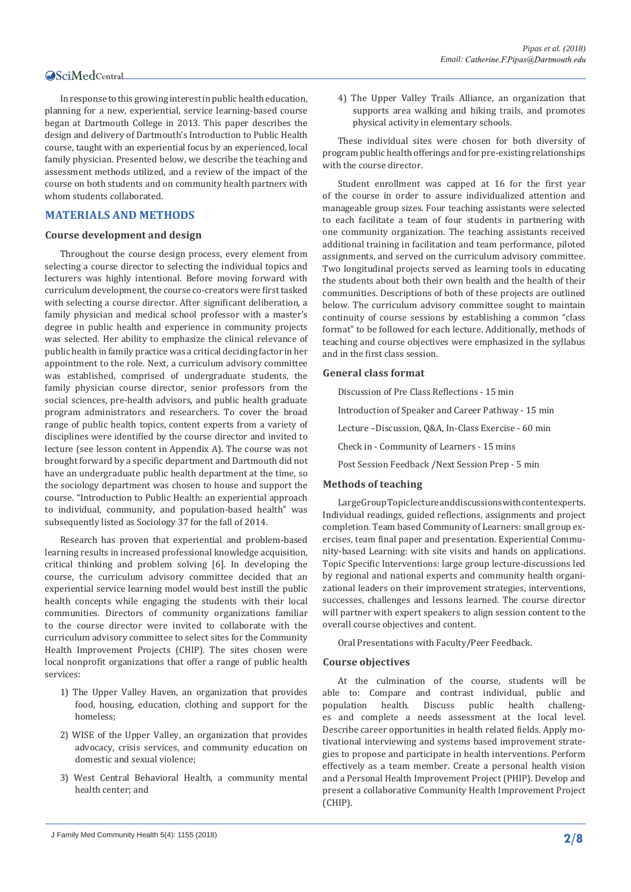In response to this growing interest in public health education, planning for a new, experiential, service learning-based course began at Dartmouth College in 2013. This paper describes the design and delivery of Dartmouth's Introduction to Public Health course, taught with an experiential focus by an experienced, local family physician. Presented below, we describe the teaching and assessment methods utilized, and a review of the impact of the course on both students and on community health partners with whom students collaborated.

## MATERIALS AND METHODS

### Course development and design

Throughout the course design process, every element from selecting a course director to selecting the individual topics and lecturers was highly intentional. Before moving forward with curriculum development, the course co-creators were first tasked with selecting a course director. After significant deliberation, a family physician and medical school professor with a master's degree in public health and experience in community projects was selected. Her ability to emphasize the clinical relevance of public health in family practice was a critical deciding factor in her appointment to the role. Next, a curriculum advisory committee was established, comprised of undergraduate students, the family physician course director, senior professors from the social sciences, pre-health advisors, and public health graduate program administrators and researchers. To cover the broad range of public health topics, content experts from a variety of disciplines were identified by the course director and invited to lecture (see lesson content in Appendix A). The course was not brought forward by a specific department and Dartmouth did not have an undergraduate public health department at the time, so the sociology department was chosen to house and support the course. "Introduction to Public Health: an experiential approach to individual, community, and population-based health" was subsequently listed as Sociology 37 for the fall of 2014.

Research has proven that experiential and problem-based learning results in increased professional knowledge acquisition, critical thinking and problem solving [6]. In developing the course, the curriculum advisory committee decided that an experiential service learning model would best instill the public health concepts while engaging the students with their local communities. Directors of community organizations familiar to the course director were invited to collaborate with the curriculum advisory committee to select sites for the Community Health Improvement Projects (CHIP). The sites chosen were local nonprofit organizations that offer a range of public health services:

1) The Upper Valley Haven, an organization that provides food, housing, education, clothing and support for the homeless;
2) WISE of the Upper Valley, an organization that provides advocacy, crisis services, and community education on domestic and sexual violence;
3) West Central Behavioral Health, a community mental health center; and
4) The Upper Valley Trails Alliance, an organization that supports area walking and hiking trails, and promotes physical activity in elementary schools.

These individual sites were chosen for both diversity of program public health offerings and for pre-existing relationships with the course director.

Student enrollment was capped at 16 for the first year of the course in order to assure individualized attention and manageable group sizes. Four teaching assistants were selected to each facilitate a team of four students in partnering with one community organization. The teaching assistants received additional training in facilitation and team performance, piloted assignments, and served on the curriculum advisory committee. Two longitudinal projects served as learning tools in educating the students about both their own health and the health of their communities. Descriptions of both of these projects are outlined below. The curriculum advisory committee sought to maintain continuity of course sessions by establishing a common "class format" to be followed for each lecture. Additionally, methods of teaching and course objectives were emphasized in the syllabus and in the first class session.

### General class format

Discussion of Pre Class Reflections - 15 min

Introduction of Speaker and Career Pathway - 15 min

Lecture –Discussion, Q&A, In-Class Exercise - 60 min

Check in - Community of Learners - 15 mins

Post Session Feedback /Next Session Prep - 5 min

### Methods of teaching

Large Group Topic lecture and discussions with content experts. Individual readings, guided reflections, assignments and project completion. Team based Community of Learners: small group exercises, team final paper and presentation. Experiential Community-based Learning: with site visits and hands on applications. Topic Specific Interventions: large group lecture-discussions led by regional and national experts and community health organizational leaders on their improvement strategies, interventions, successes, challenges and lessons learned. The course director will partner with expert speakers to align session content to the overall course objectives and content.

Oral Presentations with Faculty/Peer Feedback.

### Course objectives

At the culmination of the course, students will be able to: Compare and contrast individual, public and population health. Discuss public health challenges and complete a needs assessment at the local level. Describe career opportunities in health related fields. Apply motivational interviewing and systems based improvement strategies to propose and participate in health interventions. Perform effectively as a team member. Create a personal health vision and a Personal Health Improvement Project (PHIP). Develop and present a collaborative Community Health Improvement Project (CHIP).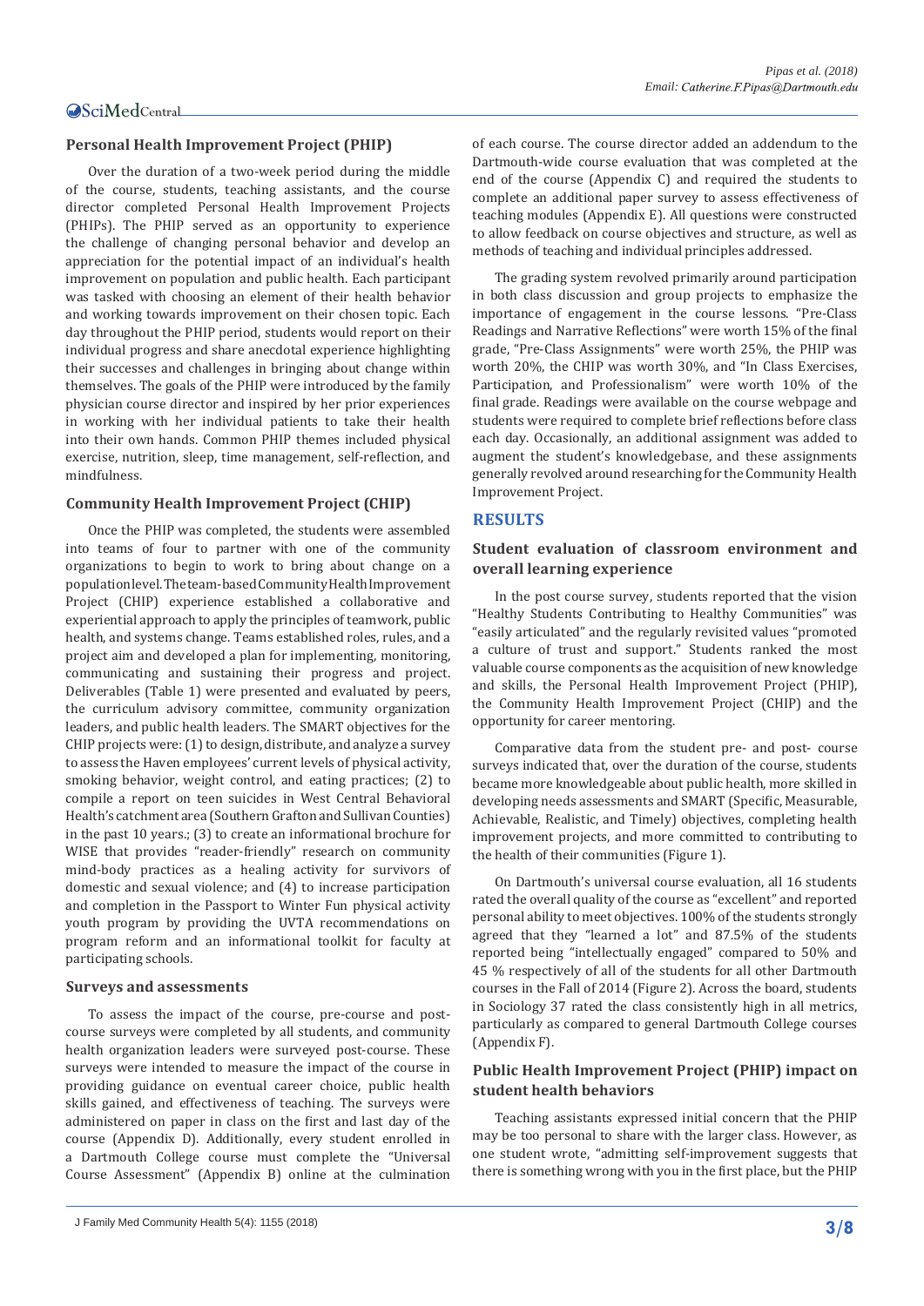### Personal Health Improvement Project (PHIP)

Over the duration of a two-week period during the middle of the course, students, teaching assistants, and the course director completed Personal Health Improvement Projects (PHIPs). The PHIP served as an opportunity to experience the challenge of changing personal behavior and develop an appreciation for the potential impact of an individual's health improvement on population and public health. Each participant was tasked with choosing an element of their health behavior and working towards improvement on their chosen topic. Each day throughout the PHIP period, students would report on their individual progress and share anecdotal experience highlighting their successes and challenges in bringing about change within themselves. The goals of the PHIP were introduced by the family physician course director and inspired by her prior experiences in working with her individual patients to take their health into their own hands. Common PHIP themes included physical exercise, nutrition, sleep, time management, self-reflection, and mindfulness.

### Community Health Improvement Project (CHIP)

Once the PHIP was completed, the students were assembled into teams of four to partner with one of the community organizations to begin to work to bring about change on a population level. The team-based Community Health Improvement Project (CHIP) experience established a collaborative and experiential approach to apply the principles of teamwork, public health, and systems change. Teams established roles, rules, and a project aim and developed a plan for implementing, monitoring, communicating and sustaining their progress and project. Deliverables (Table 1) were presented and evaluated by peers, the curriculum advisory committee, community organization leaders, and public health leaders. The SMART objectives for the CHIP projects were: (1) to design, distribute, and analyze a survey to assess the Haven employees' current levels of physical activity, smoking behavior, weight control, and eating practices; (2) to compile a report on teen suicides in West Central Behavioral Health's catchment area (Southern Grafton and Sullivan Counties) in the past 10 years.; (3) to create an informational brochure for WISE that provides "reader-friendly" research on community mind-body practices as a healing activity for survivors of domestic and sexual violence; and (4) to increase participation and completion in the Passport to Winter Fun physical activity youth program by providing the UVTA recommendations on program reform and an informational toolkit for faculty at participating schools.

### Surveys and assessments

To assess the impact of the course, pre-course and post-course surveys were completed by all students, and community health organization leaders were surveyed post-course. These surveys were intended to measure the impact of the course in providing guidance on eventual career choice, public health skills gained, and effectiveness of teaching. The surveys were administered on paper in class on the first and last day of the course (Appendix D). Additionally, every student enrolled in a Dartmouth College course must complete the "Universal Course Assessment" (Appendix B) online at the culmination of each course. The course director added an addendum to the Dartmouth-wide course evaluation that was completed at the end of the course (Appendix C) and required the students to complete an additional paper survey to assess effectiveness of teaching modules (Appendix E). All questions were constructed to allow feedback on course objectives and structure, as well as methods of teaching and individual principles addressed.

The grading system revolved primarily around participation in both class discussion and group projects to emphasize the importance of engagement in the course lessons. "Pre-Class Readings and Narrative Reflections" were worth 15% of the final grade, "Pre-Class Assignments" were worth 25%, the PHIP was worth 20%, the CHIP was worth 30%, and "In Class Exercises, Participation, and Professionalism" were worth 10% of the final grade. Readings were available on the course webpage and students were required to complete brief reflections before class each day. Occasionally, an additional assignment was added to augment the student's knowledgebase, and these assignments generally revolved around researching for the Community Health Improvement Project.

## RESULTS

### Student evaluation of classroom environment and overall learning experience

In the post course survey, students reported that the vision "Healthy Students Contributing to Healthy Communities" was "easily articulated" and the regularly revisited values "promoted a culture of trust and support." Students ranked the most valuable course components as the acquisition of new knowledge and skills, the Personal Health Improvement Project (PHIP), the Community Health Improvement Project (CHIP) and the opportunity for career mentoring.

Comparative data from the student pre- and post- course surveys indicated that, over the duration of the course, students became more knowledgeable about public health, more skilled in developing needs assessments and SMART (Specific, Measurable, Achievable, Realistic, and Timely) objectives, completing health improvement projects, and more committed to contributing to the health of their communities (Figure 1).

On Dartmouth's universal course evaluation, all 16 students rated the overall quality of the course as "excellent" and reported personal ability to meet objectives. 100% of the students strongly agreed that they "learned a lot" and 87.5% of the students reported being "intellectually engaged" compared to 50% and 45 % respectively of all of the students for all other Dartmouth courses in the Fall of 2014 (Figure 2). Across the board, students in Sociology 37 rated the class consistently high in all metrics, particularly as compared to general Dartmouth College courses (Appendix F).

### Public Health Improvement Project (PHIP) impact on student health behaviors

Teaching assistants expressed initial concern that the PHIP may be too personal to share with the larger class. However, as one student wrote, "admitting self-improvement suggests that there is something wrong with you in the first place, but the PHIP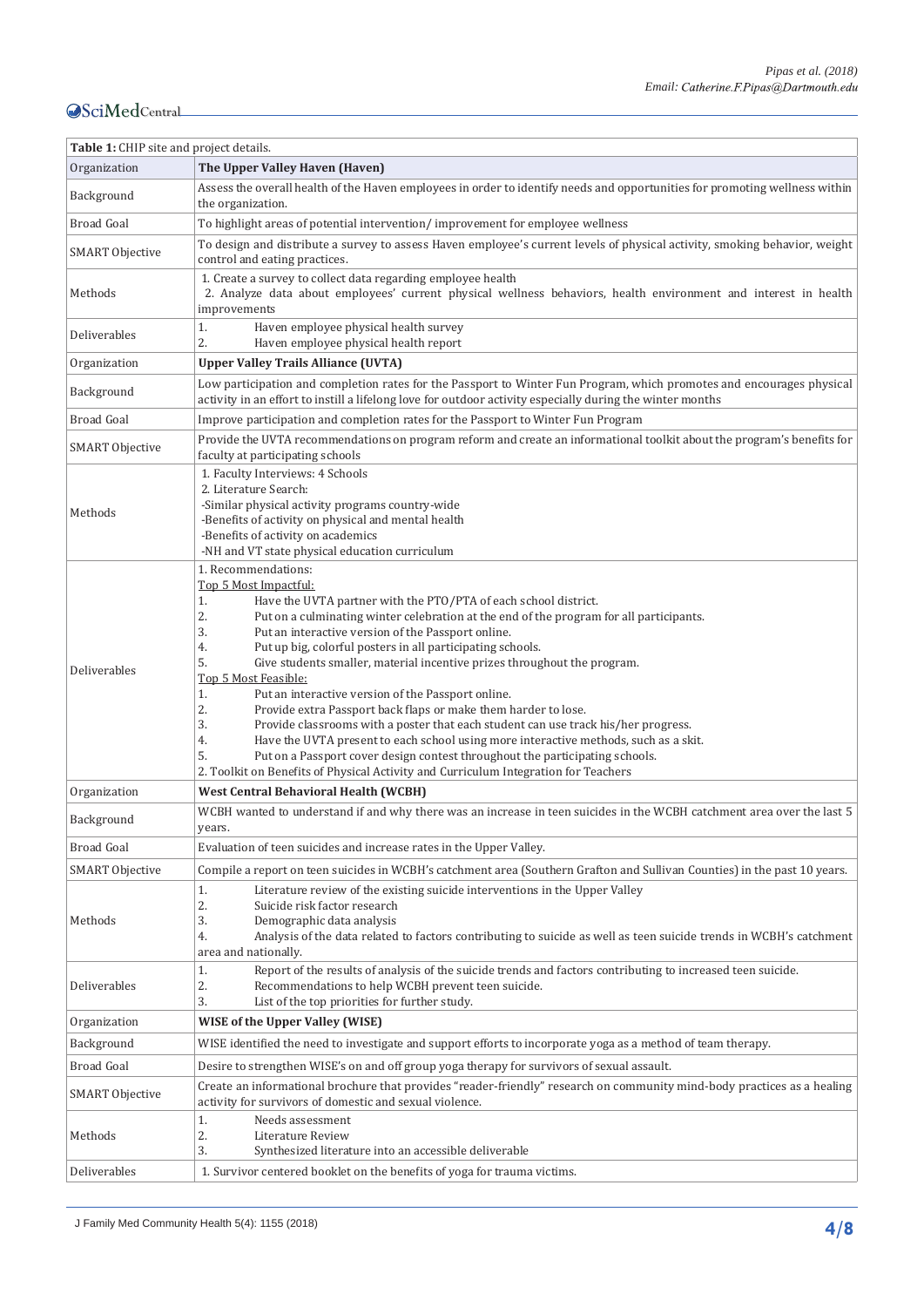**Table 1:** CHIP site and project details.

| Organization | **The Upper Valley Haven (Haven)** |
|---|---|
| Background | Assess the overall health of the Haven employees in order to identify needs and opportunities for promoting wellness within the organization. |
| Broad Goal | To highlight areas of potential intervention/ improvement for employee wellness |
| SMART Objective | To design and distribute a survey to assess Haven employee's current levels of physical activity, smoking behavior, weight control and eating practices. |
| Methods | 1. Create a survey to collect data regarding employee health<br>2. Analyze data about employees' current physical wellness behaviors, health environment and interest in health improvements |
| Deliverables | 1. Haven employee physical health survey<br>2. Haven employee physical health report |
| Organization | **Upper Valley Trails Alliance (UVTA)** |
| Background | Low participation and completion rates for the Passport to Winter Fun Program, which promotes and encourages physical activity in an effort to instill a lifelong love for outdoor activity especially during the winter months |
| Broad Goal | Improve participation and completion rates for the Passport to Winter Fun Program |
| SMART Objective | Provide the UVTA recommendations on program reform and create an informational toolkit about the program's benefits for faculty at participating schools |
| Methods | 1. Faculty Interviews: 4 Schools<br>2. Literature Search:<br>-Similar physical activity programs country-wide<br>-Benefits of activity on physical and mental health<br>-Benefits of activity on academics<br>-NH and VT state physical education curriculum |
| Deliverables | 1. Recommendations:<br>Top 5 Most Impactful:<br>1. Have the UVTA partner with the PTO/PTA of each school district.<br>2. Put on a culminating winter celebration at the end of the program for all participants.<br>3. Put an interactive version of the Passport online.<br>4. Put up big, colorful posters in all participating schools.<br>5. Give students smaller, material incentive prizes throughout the program.<br>Top 5 Most Feasible:<br>1. Put an interactive version of the Passport online.<br>2. Provide extra Passport back flaps or make them harder to lose.<br>3. Provide classrooms with a poster that each student can use track his/her progress.<br>4. Have the UVTA present to each school using more interactive methods, such as a skit.<br>5. Put on a Passport cover design contest throughout the participating schools.<br>2. Toolkit on Benefits of Physical Activity and Curriculum Integration for Teachers |
| Organization | **West Central Behavioral Health (WCBH)** |
| Background | WCBH wanted to understand if and why there was an increase in teen suicides in the WCBH catchment area over the last 5 years. |
| Broad Goal | Evaluation of teen suicides and increase rates in the Upper Valley. |
| SMART Objective | Compile a report on teen suicides in WCBH's catchment area (Southern Grafton and Sullivan Counties) in the past 10 years. |
| Methods | 1. Literature review of the existing suicide interventions in the Upper Valley<br>2. Suicide risk factor research<br>3. Demographic data analysis<br>4. Analysis of the data related to factors contributing to suicide as well as teen suicide trends in WCBH's catchment area and nationally. |
| Deliverables | 1. Report of the results of analysis of the suicide trends and factors contributing to increased teen suicide.<br>2. Recommendations to help WCBH prevent teen suicide.<br>3. List of the top priorities for further study. |
| Organization | **WISE of the Upper Valley (WISE)** |
| Background | WISE identified the need to investigate and support efforts to incorporate yoga as a method of team therapy. |
| Broad Goal | Desire to strengthen WISE's on and off group yoga therapy for survivors of sexual assault. |
| SMART Objective | Create an informational brochure that provides "reader-friendly" research on community mind-body practices as a healing activity for survivors of domestic and sexual violence. |
| Methods | 1. Needs assessment<br>2. Literature Review<br>3. Synthesized literature into an accessible deliverable |
| Deliverables | 1. Survivor centered booklet on the benefits of yoga for trauma victims. |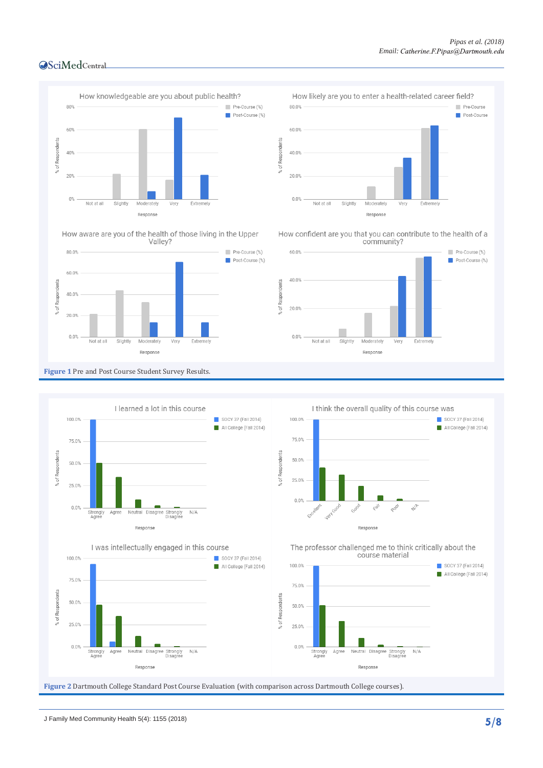Figure 1 Pre and Post Course Student Survey Results.

Figure 2 Dartmouth College Standard Post Course Evaluation (with comparison across Dartmouth College courses).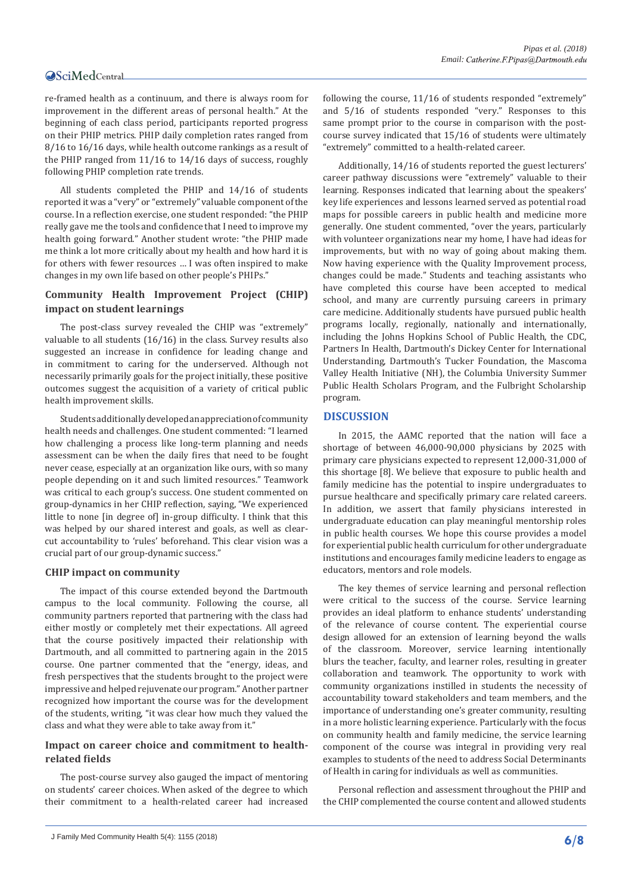re-framed health as a continuum, and there is always room for improvement in the different areas of personal health." At the beginning of each class period, participants reported progress on their PHIP metrics. PHIP daily completion rates ranged from 8/16 to 16/16 days, while health outcome rankings as a result of the PHIP ranged from 11/16 to 14/16 days of success, roughly following PHIP completion rate trends.

All students completed the PHIP and 14/16 of students reported it was a "very" or "extremely" valuable component of the course. In a reflection exercise, one student responded: "the PHIP really gave me the tools and confidence that I need to improve my health going forward." Another student wrote: "the PHIP made me think a lot more critically about my health and how hard it is for others with fewer resources … I was often inspired to make changes in my own life based on other people's PHIPs."

### Community Health Improvement Project (CHIP) impact on student learnings

The post-class survey revealed the CHIP was "extremely" valuable to all students (16/16) in the class. Survey results also suggested an increase in confidence for leading change and in commitment to caring for the underserved. Although not necessarily primarily goals for the project initially, these positive outcomes suggest the acquisition of a variety of critical public health improvement skills.

Students additionally developed an appreciation of community health needs and challenges. One student commented: "I learned how challenging a process like long-term planning and needs assessment can be when the daily fires that need to be fought never cease, especially at an organization like ours, with so many people depending on it and such limited resources." Teamwork was critical to each group's success. One student commented on group-dynamics in her CHIP reflection, saying, "We experienced little to none [in degree of] in-group difficulty. I think that this was helped by our shared interest and goals, as well as clear-cut accountability to 'rules' beforehand. This clear vision was a crucial part of our group-dynamic success."

### CHIP impact on community

The impact of this course extended beyond the Dartmouth campus to the local community. Following the course, all community partners reported that partnering with the class had either mostly or completely met their expectations. All agreed that the course positively impacted their relationship with Dartmouth, and all committed to partnering again in the 2015 course. One partner commented that the "energy, ideas, and fresh perspectives that the students brought to the project were impressive and helped rejuvenate our program." Another partner recognized how important the course was for the development of the students, writing, "it was clear how much they valued the class and what they were able to take away from it."

### Impact on career choice and commitment to health-related fields

The post-course survey also gauged the impact of mentoring on students' career choices. When asked of the degree to which their commitment to a health-related career had increased following the course, 11/16 of students responded "extremely" and 5/16 of students responded "very." Responses to this same prompt prior to the course in comparison with the post-course survey indicated that 15/16 of students were ultimately "extremely" committed to a health-related career.

Additionally, 14/16 of students reported the guest lecturers' career pathway discussions were "extremely" valuable to their learning. Responses indicated that learning about the speakers' key life experiences and lessons learned served as potential road maps for possible careers in public health and medicine more generally. One student commented, "over the years, particularly with volunteer organizations near my home, I have had ideas for improvements, but with no way of going about making them. Now having experience with the Quality Improvement process, changes could be made." Students and teaching assistants who have completed this course have been accepted to medical school, and many are currently pursuing careers in primary care medicine. Additionally students have pursued public health programs locally, regionally, nationally and internationally, including the Johns Hopkins School of Public Health, the CDC, Partners In Health, Dartmouth's Dickey Center for International Understanding, Dartmouth's Tucker Foundation, the Mascoma Valley Health Initiative (NH), the Columbia University Summer Public Health Scholars Program, and the Fulbright Scholarship program.

## DISCUSSION

In 2015, the AAMC reported that the nation will face a shortage of between 46,000-90,000 physicians by 2025 with primary care physicians expected to represent 12,000-31,000 of this shortage [8]. We believe that exposure to public health and family medicine has the potential to inspire undergraduates to pursue healthcare and specifically primary care related careers. In addition, we assert that family physicians interested in undergraduate education can play meaningful mentorship roles in public health courses. We hope this course provides a model for experiential public health curriculum for other undergraduate institutions and encourages family medicine leaders to engage as educators, mentors and role models.

The key themes of service learning and personal reflection were critical to the success of the course. Service learning provides an ideal platform to enhance students' understanding of the relevance of course content. The experiential course design allowed for an extension of learning beyond the walls of the classroom. Moreover, service learning intentionally blurs the teacher, faculty, and learner roles, resulting in greater collaboration and teamwork. The opportunity to work with community organizations instilled in students the necessity of accountability toward stakeholders and team members, and the importance of understanding one's greater community, resulting in a more holistic learning experience. Particularly with the focus on community health and family medicine, the service learning component of the course was integral in providing very real examples to students of the need to address Social Determinants of Health in caring for individuals as well as communities.

Personal reflection and assessment throughout the PHIP and the CHIP complemented the course content and allowed students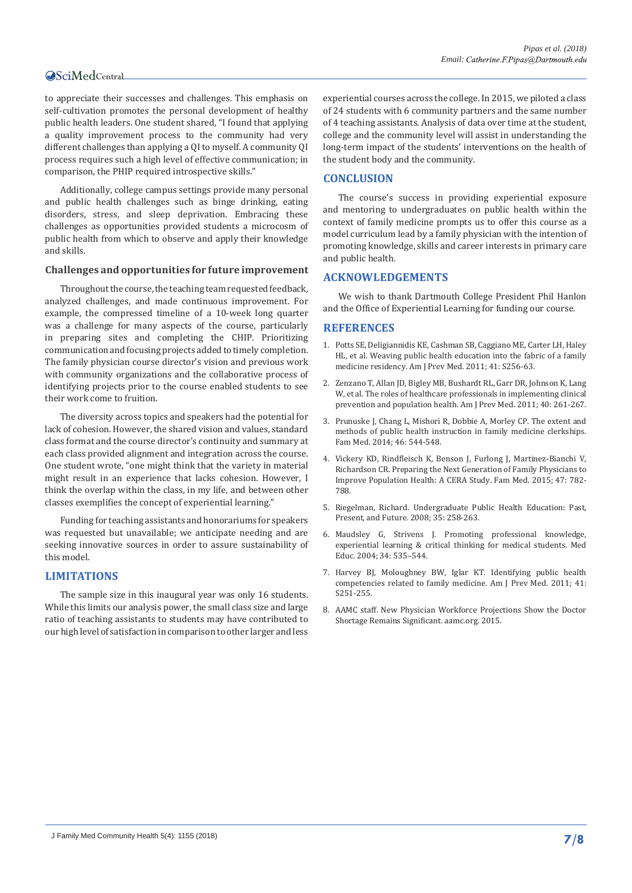to appreciate their successes and challenges. This emphasis on self-cultivation promotes the personal development of healthy public health leaders. One student shared, "I found that applying a quality improvement process to the community had very different challenges than applying a QI to myself. A community QI process requires such a high level of effective communication; in comparison, the PHIP required introspective skills."

Additionally, college campus settings provide many personal and public health challenges such as binge drinking, eating disorders, stress, and sleep deprivation. Embracing these challenges as opportunities provided students a microcosm of public health from which to observe and apply their knowledge and skills.

### Challenges and opportunities for future improvement

Throughout the course, the teaching team requested feedback, analyzed challenges, and made continuous improvement. For example, the compressed timeline of a 10-week long quarter was a challenge for many aspects of the course, particularly in preparing sites and completing the CHIP. Prioritizing communication and focusing projects added to timely completion. The family physician course director's vision and previous work with community organizations and the collaborative process of identifying projects prior to the course enabled students to see their work come to fruition.

The diversity across topics and speakers had the potential for lack of cohesion. However, the shared vision and values, standard class format and the course director's continuity and summary at each class provided alignment and integration across the course. One student wrote, "one might think that the variety in material might result in an experience that lacks cohesion. However, I think the overlap within the class, in my life, and between other classes exemplifies the concept of experiential learning."

Funding for teaching assistants and honorariums for speakers was requested but unavailable; we anticipate needing and are seeking innovative sources in order to assure sustainability of this model.

## LIMITATIONS

The sample size in this inaugural year was only 16 students. While this limits our analysis power, the small class size and large ratio of teaching assistants to students may have contributed to our high level of satisfaction in comparison to other larger and less experiential courses across the college. In 2015, we piloted a class of 24 students with 6 community partners and the same number of 4 teaching assistants. Analysis of data over time at the student, college and the community level will assist in understanding the long-term impact of the students' interventions on the health of the student body and the community.

## CONCLUSION

The course's success in providing experiential exposure and mentoring to undergraduates on public health within the context of family medicine prompts us to offer this course as a model curriculum lead by a family physician with the intention of promoting knowledge, skills and career interests in primary care and public health.

## ACKNOWLEDGEMENTS

We wish to thank Dartmouth College President Phil Hanlon and the Office of Experiential Learning for funding our course.

## REFERENCES

1. Potts SE, Deligiannidis KE, Cashman SB, Caggiano ME, Carter LH, Haley HL, et al. Weaving public health education into the fabric of a family medicine residency. Am J Prev Med. 2011; 41: S256-63.
2. Zenzano T, Allan JD, Bigley MB, Bushardt RL, Garr DR, Johnson K, Lang W, et al. The roles of healthcare professionals in implementing clinical prevention and population health. Am J Prev Med. 2011; 40: 261-267.
3. Prunuske J, Chang L, Mishori R, Dobbie A, Morley CP. The extent and methods of public health instruction in family medicine clerkships. Fam Med. 2014; 46: 544-548.
4. Vickery KD, Rindfleisch K, Benson J, Furlong J, Martinez-Bianchi V, Richardson CR. Preparing the Next Generation of Family Physicians to Improve Population Health: A CERA Study. Fam Med. 2015; 47: 782-788.
5. Riegelman, Richard. Undergraduate Public Health Education: Past, Present, and Future. 2008; 35: 258-263.
6. Maudsley G, Strivens J. Promoting professional knowledge, experiential learning & critical thinking for medical students. Med Educ. 2004; 34: 535–544.
7. Harvey BJ, Moloughney BW, Iglar KT. Identifying public health competencies related to family medicine. Am J Prev Med. 2011; 41: S251-255.
8. AAMC staff. New Physician Workforce Projections Show the Doctor Shortage Remains Significant. aamc.org. 2015.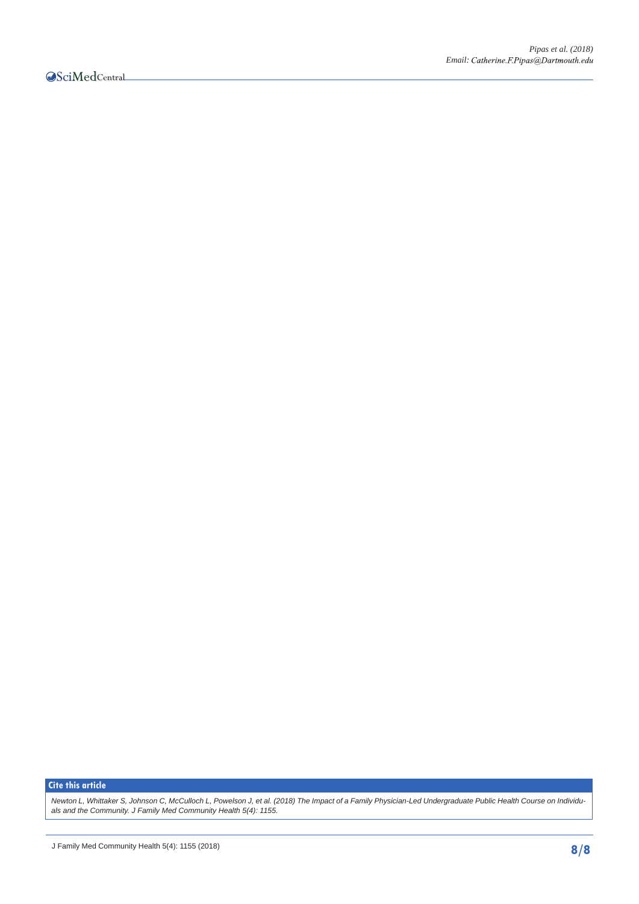**Cite this article**

*Newton L, Whittaker S, Johnson C, McCulloch L, Powelson J, et al. (2018) The Impact of a Family Physician-Led Undergraduate Public Health Course on Individuals and the Community. J Family Med Community Health 5(4): 1155.*